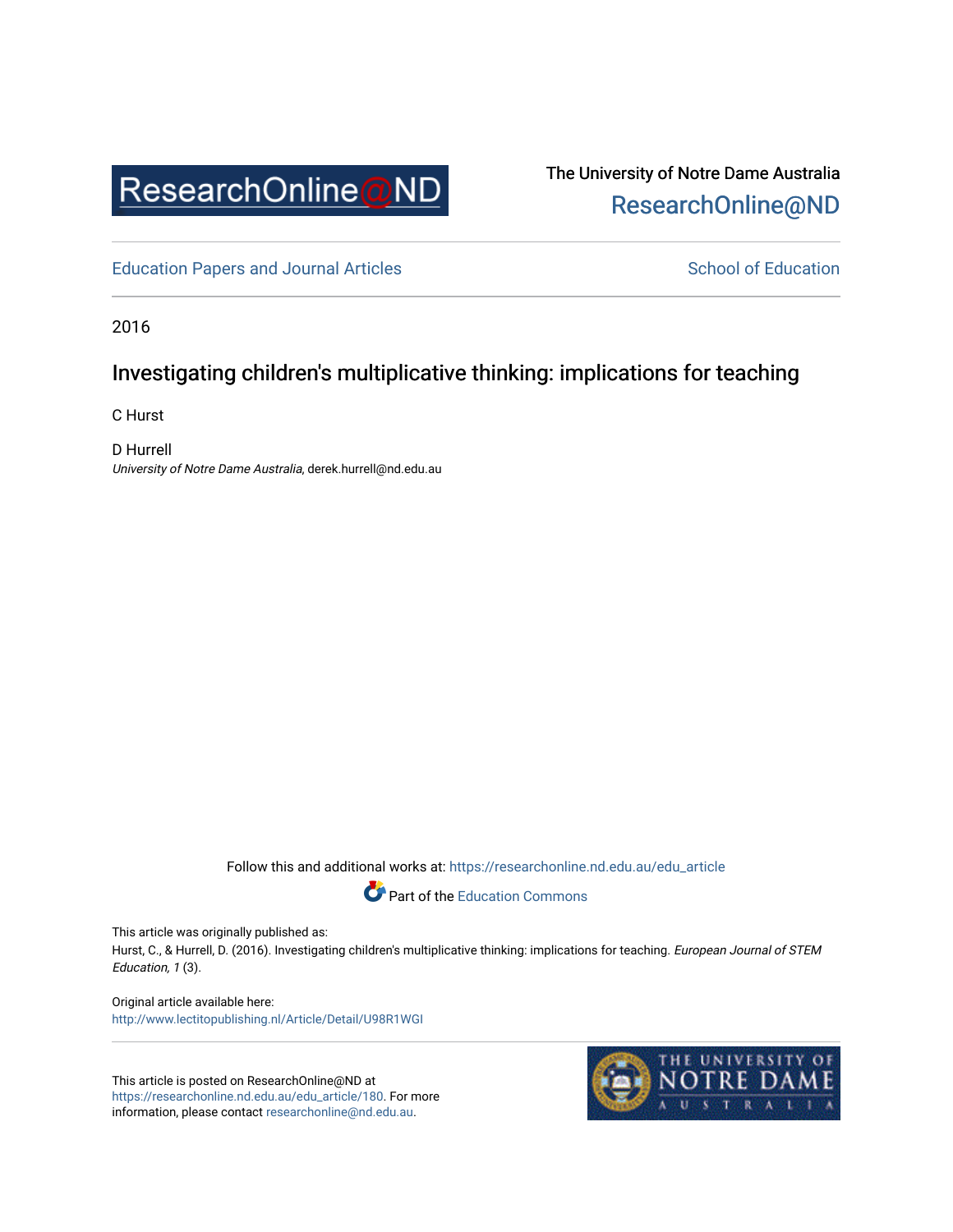ResearchOnline@ND

The University of Notre Dame Australia
ResearchOnline@ND

Education Papers and Journal Articles

School of Education

2016

# Investigating children's multiplicative thinking: implications for teaching

C Hurst

D Hurrell
*University of Notre Dame Australia*, derek.hurrell@nd.edu.au

Follow this and additional works at: https://researchonline.nd.edu.au/edu_article

Part of the Education Commons

This article was originally published as:
Hurst, C., & Hurrell, D. (2016). Investigating children's multiplicative thinking: implications for teaching. *European Journal of STEM Education, 1* (3).

Original article available here:
http://www.lectitopublishing.nl/Article/Detail/U98R1WGI

This article is posted on ResearchOnline@ND at https://researchonline.nd.edu.au/edu_article/180. For more information, please contact researchonline@nd.edu.au.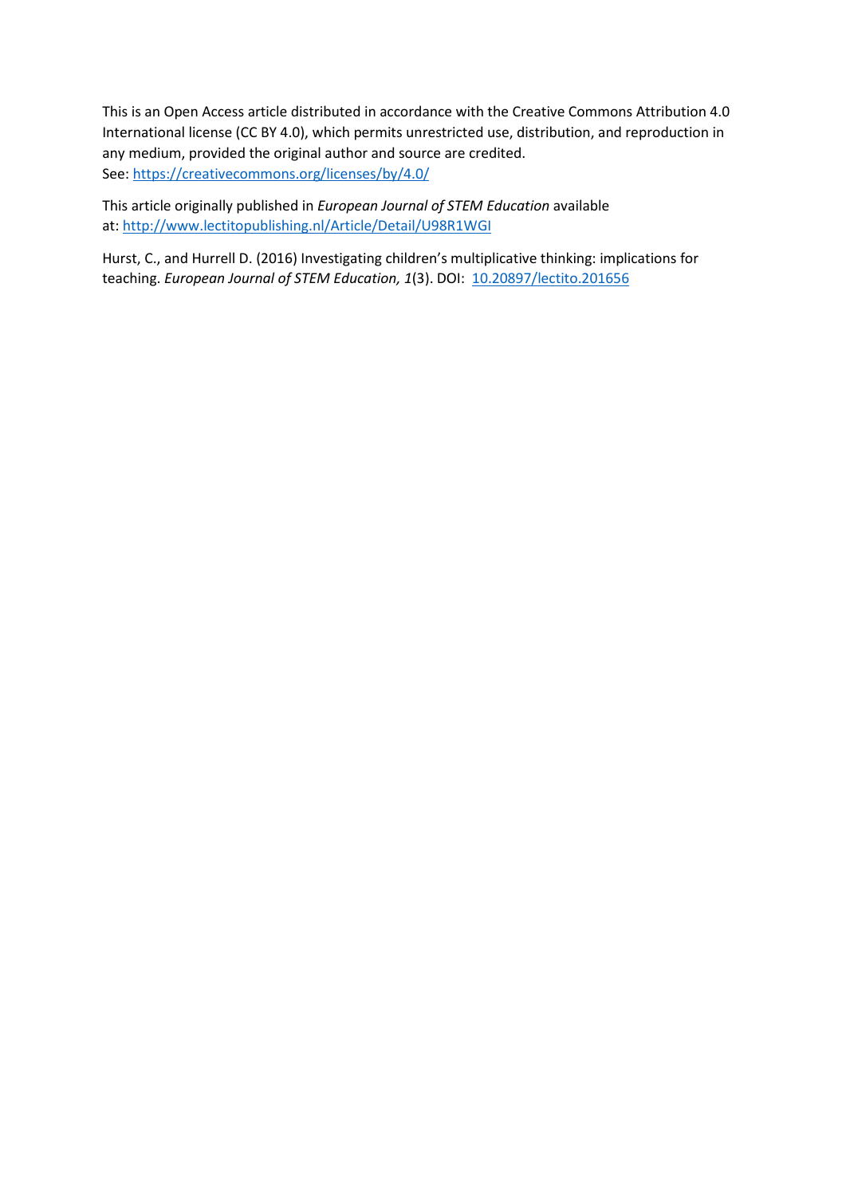This is an Open Access article distributed in accordance with the Creative Commons Attribution 4.0 International license (CC BY 4.0), which permits unrestricted use, distribution, and reproduction in any medium, provided the original author and source are credited.
See: [https://creativecommons.org/licenses/by/4.0/](https://creativecommons.org/licenses/by/4.0/)

This article originally published in *European Journal of STEM Education* available at: [http://www.lectitopublishing.nl/Article/Detail/U98R1WGI](http://www.lectitopublishing.nl/Article/Detail/U98R1WGI)

Hurst, C., and Hurrell D. (2016) Investigating children's multiplicative thinking: implications for teaching. *European Journal of STEM Education, 1*(3). DOI: [10.20897/lectito.201656](10.20897/lectito.201656)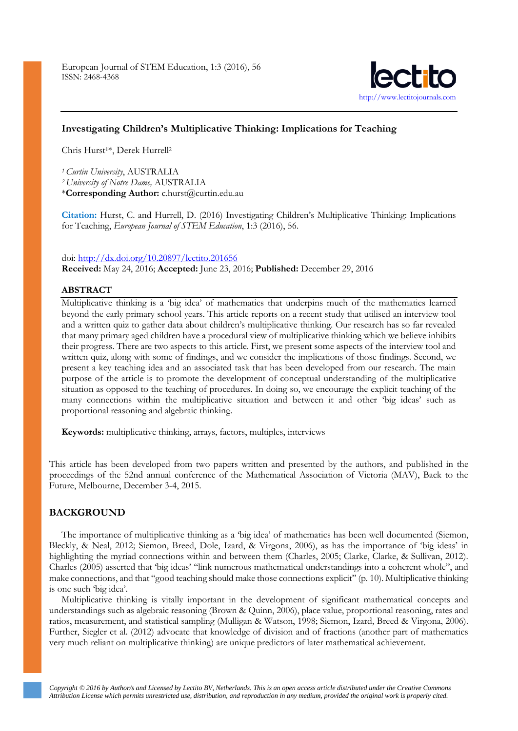# Investigating Children's Multiplicative Thinking: Implications for Teaching

Chris Hurst[1]*, Derek Hurrell[2]

[1] *Curtin University*, AUSTRALIA
[2] *University of Notre Dame,* AUSTRALIA
***Corresponding Author:** c.hurst@curtin.edu.au

**Citation:** Hurst, C. and Hurrell, D. (2016) Investigating Children's Multiplicative Thinking: Implications for Teaching, *European Journal of STEM Education*, 1:3 (2016), 56.

doi: http://dx.doi.org/10.20897/lectito.201656
**Received:** May 24, 2016; **Accepted:** June 23, 2016; **Published:** December 29, 2016

## ABSTRACT

Multiplicative thinking is a 'big idea' of mathematics that underpins much of the mathematics learned beyond the early primary school years. This article reports on a recent study that utilised an interview tool and a written quiz to gather data about children's multiplicative thinking. Our research has so far revealed that many primary aged children have a procedural view of multiplicative thinking which we believe inhibits their progress. There are two aspects to this article. First, we present some aspects of the interview tool and written quiz, along with some of findings, and we consider the implications of those findings. Second, we present a key teaching idea and an associated task that has been developed from our research. The main purpose of the article is to promote the development of conceptual understanding of the multiplicative situation as opposed to the teaching of procedures. In doing so, we encourage the explicit teaching of the many connections within the multiplicative situation and between it and other 'big ideas' such as proportional reasoning and algebraic thinking.

**Keywords:** multiplicative thinking, arrays, factors, multiples, interviews

This article has been developed from two papers written and presented by the authors, and published in the proceedings of the 52nd annual conference of the Mathematical Association of Victoria (MAV), Back to the Future, Melbourne, December 3-4, 2015.

## BACKGROUND

The importance of multiplicative thinking as a 'big idea' of mathematics has been well documented (Siemon, Bleckly, & Neal, 2012; Siemon, Breed, Dole, Izard, & Virgona, 2006), as has the importance of 'big ideas' in highlighting the myriad connections within and between them (Charles, 2005; Clarke, Clarke, & Sullivan, 2012). Charles (2005) asserted that 'big ideas' "link numerous mathematical understandings into a coherent whole", and make connections, and that "good teaching should make those connections explicit" (p. 10). Multiplicative thinking is one such 'big idea'.

Multiplicative thinking is vitally important in the development of significant mathematical concepts and understandings such as algebraic reasoning (Brown & Quinn, 2006), place value, proportional reasoning, rates and ratios, measurement, and statistical sampling (Mulligan & Watson, 1998; Siemon, Izard, Breed & Virgona, 2006). Further, Siegler et al. (2012) advocate that knowledge of division and of fractions (another part of mathematics very much reliant on multiplicative thinking) are unique predictors of later mathematical achievement.

*Copyright © 2016 by Author/s and Licensed by Lectito BV, Netherlands. This is an open access article distributed under the Creative Commons Attribution License which permits unrestricted use, distribution, and reproduction in any medium, provided the original work is properly cited.*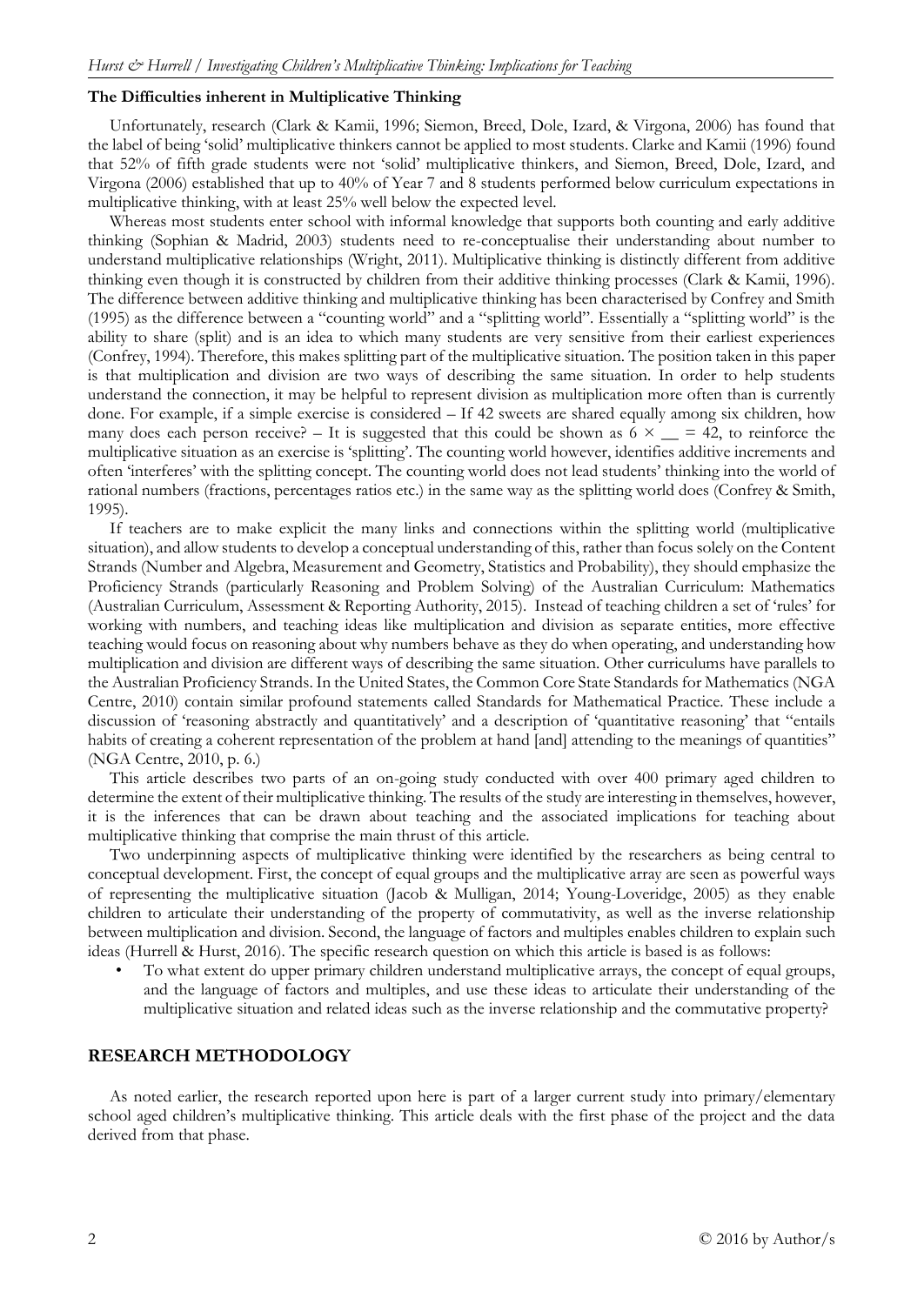### The Difficulties inherent in Multiplicative Thinking

Unfortunately, research (Clark & Kamii, 1996; Siemon, Breed, Dole, Izard, & Virgona, 2006) has found that the label of being 'solid' multiplicative thinkers cannot be applied to most students. Clarke and Kamii (1996) found that 52% of fifth grade students were not 'solid' multiplicative thinkers, and Siemon, Breed, Dole, Izard, and Virgona (2006) established that up to 40% of Year 7 and 8 students performed below curriculum expectations in multiplicative thinking, with at least 25% well below the expected level.

Whereas most students enter school with informal knowledge that supports both counting and early additive thinking (Sophian & Madrid, 2003) students need to re-conceptualise their understanding about number to understand multiplicative relationships (Wright, 2011). Multiplicative thinking is distinctly different from additive thinking even though it is constructed by children from their additive thinking processes (Clark & Kamii, 1996). The difference between additive thinking and multiplicative thinking has been characterised by Confrey and Smith (1995) as the difference between a "counting world" and a "splitting world". Essentially a "splitting world" is the ability to share (split) and is an idea to which many students are very sensitive from their earliest experiences (Confrey, 1994). Therefore, this makes splitting part of the multiplicative situation. The position taken in this paper is that multiplication and division are two ways of describing the same situation. In order to help students understand the connection, it may be helpful to represent division as multiplication more often than is currently done. For example, if a simple exercise is considered – If 42 sweets are shared equally among six children, how many does each person receive? – It is suggested that this could be shown as $6 \times \_\_ = 42$, to reinforce the multiplicative situation as an exercise is 'splitting'. The counting world however, identifies additive increments and often 'interferes' with the splitting concept. The counting world does not lead students' thinking into the world of rational numbers (fractions, percentages ratios etc.) in the same way as the splitting world does (Confrey & Smith, 1995).

If teachers are to make explicit the many links and connections within the splitting world (multiplicative situation), and allow students to develop a conceptual understanding of this, rather than focus solely on the Content Strands (Number and Algebra, Measurement and Geometry, Statistics and Probability), they should emphasize the Proficiency Strands (particularly Reasoning and Problem Solving) of the Australian Curriculum: Mathematics (Australian Curriculum, Assessment & Reporting Authority, 2015). Instead of teaching children a set of 'rules' for working with numbers, and teaching ideas like multiplication and division as separate entities, more effective teaching would focus on reasoning about why numbers behave as they do when operating, and understanding how multiplication and division are different ways of describing the same situation. Other curriculums have parallels to the Australian Proficiency Strands. In the United States, the Common Core State Standards for Mathematics (NGA Centre, 2010) contain similar profound statements called Standards for Mathematical Practice. These include a discussion of 'reasoning abstractly and quantitatively' and a description of 'quantitative reasoning' that "entails habits of creating a coherent representation of the problem at hand [and] attending to the meanings of quantities" (NGA Centre, 2010, p. 6.)

This article describes two parts of an on-going study conducted with over 400 primary aged children to determine the extent of their multiplicative thinking. The results of the study are interesting in themselves, however, it is the inferences that can be drawn about teaching and the associated implications for teaching about multiplicative thinking that comprise the main thrust of this article.

Two underpinning aspects of multiplicative thinking were identified by the researchers as being central to conceptual development. First, the concept of equal groups and the multiplicative array are seen as powerful ways of representing the multiplicative situation (Jacob & Mulligan, 2014; Young-Loveridge, 2005) as they enable children to articulate their understanding of the property of commutativity, as well as the inverse relationship between multiplication and division. Second, the language of factors and multiples enables children to explain such ideas (Hurrell & Hurst, 2016). The specific research question on which this article is based is as follows:

- To what extent do upper primary children understand multiplicative arrays, the concept of equal groups, and the language of factors and multiples, and use these ideas to articulate their understanding of the multiplicative situation and related ideas such as the inverse relationship and the commutative property?

## RESEARCH METHODOLOGY

As noted earlier, the research reported upon here is part of a larger current study into primary/elementary school aged children's multiplicative thinking. This article deals with the first phase of the project and the data derived from that phase.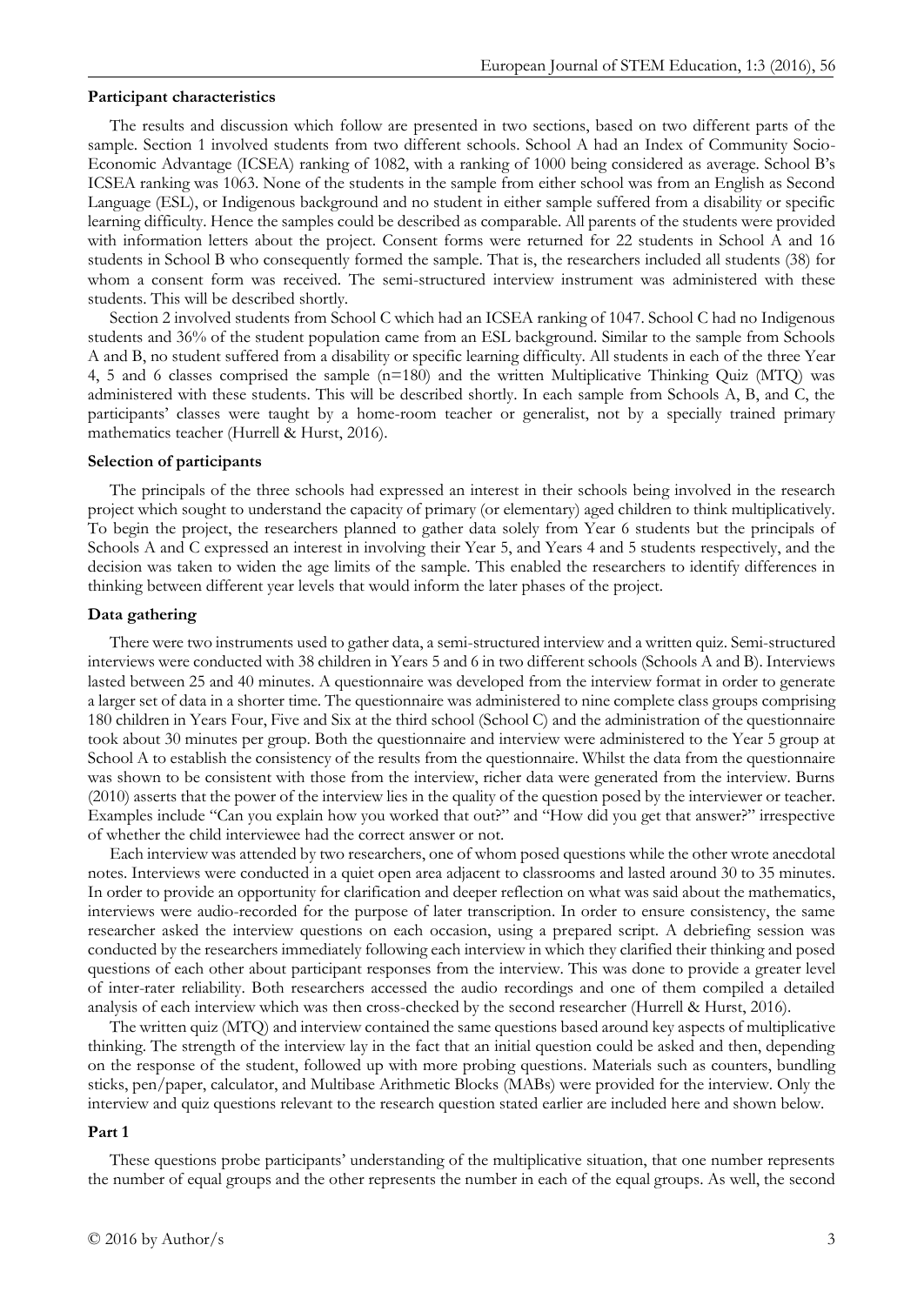**Participant characteristics**

The results and discussion which follow are presented in two sections, based on two different parts of the sample. Section 1 involved students from two different schools. School A had an Index of Community Socio-Economic Advantage (ICSEA) ranking of 1082, with a ranking of 1000 being considered as average. School B's ICSEA ranking was 1063. None of the students in the sample from either school was from an English as Second Language (ESL), or Indigenous background and no student in either sample suffered from a disability or specific learning difficulty. Hence the samples could be described as comparable. All parents of the students were provided with information letters about the project. Consent forms were returned for 22 students in School A and 16 students in School B who consequently formed the sample. That is, the researchers included all students (38) for whom a consent form was received. The semi-structured interview instrument was administered with these students. This will be described shortly.

Section 2 involved students from School C which had an ICSEA ranking of 1047. School C had no Indigenous students and 36% of the student population came from an ESL background. Similar to the sample from Schools A and B, no student suffered from a disability or specific learning difficulty. All students in each of the three Year 4, 5 and 6 classes comprised the sample (n=180) and the written Multiplicative Thinking Quiz (MTQ) was administered with these students. This will be described shortly. In each sample from Schools A, B, and C, the participants' classes were taught by a home-room teacher or generalist, not by a specially trained primary mathematics teacher (Hurrell & Hurst, 2016).

**Selection of participants**

The principals of the three schools had expressed an interest in their schools being involved in the research project which sought to understand the capacity of primary (or elementary) aged children to think multiplicatively. To begin the project, the researchers planned to gather data solely from Year 6 students but the principals of Schools A and C expressed an interest in involving their Year 5, and Years 4 and 5 students respectively, and the decision was taken to widen the age limits of the sample. This enabled the researchers to identify differences in thinking between different year levels that would inform the later phases of the project.

**Data gathering**

There were two instruments used to gather data, a semi-structured interview and a written quiz. Semi-structured interviews were conducted with 38 children in Years 5 and 6 in two different schools (Schools A and B). Interviews lasted between 25 and 40 minutes. A questionnaire was developed from the interview format in order to generate a larger set of data in a shorter time. The questionnaire was administered to nine complete class groups comprising 180 children in Years Four, Five and Six at the third school (School C) and the administration of the questionnaire took about 30 minutes per group. Both the questionnaire and interview were administered to the Year 5 group at School A to establish the consistency of the results from the questionnaire. Whilst the data from the questionnaire was shown to be consistent with those from the interview, richer data were generated from the interview. Burns (2010) asserts that the power of the interview lies in the quality of the question posed by the interviewer or teacher. Examples include "Can you explain how you worked that out?" and "How did you get that answer?" irrespective of whether the child interviewee had the correct answer or not.

Each interview was attended by two researchers, one of whom posed questions while the other wrote anecdotal notes. Interviews were conducted in a quiet open area adjacent to classrooms and lasted around 30 to 35 minutes. In order to provide an opportunity for clarification and deeper reflection on what was said about the mathematics, interviews were audio-recorded for the purpose of later transcription. In order to ensure consistency, the same researcher asked the interview questions on each occasion, using a prepared script. A debriefing session was conducted by the researchers immediately following each interview in which they clarified their thinking and posed questions of each other about participant responses from the interview. This was done to provide a greater level of inter-rater reliability. Both researchers accessed the audio recordings and one of them compiled a detailed analysis of each interview which was then cross-checked by the second researcher (Hurrell & Hurst, 2016).

The written quiz (MTQ) and interview contained the same questions based around key aspects of multiplicative thinking. The strength of the interview lay in the fact that an initial question could be asked and then, depending on the response of the student, followed up with more probing questions. Materials such as counters, bundling sticks, pen/paper, calculator, and Multibase Arithmetic Blocks (MABs) were provided for the interview. Only the interview and quiz questions relevant to the research question stated earlier are included here and shown below.

**Part 1**

These questions probe participants' understanding of the multiplicative situation, that one number represents the number of equal groups and the other represents the number in each of the equal groups. As well, the second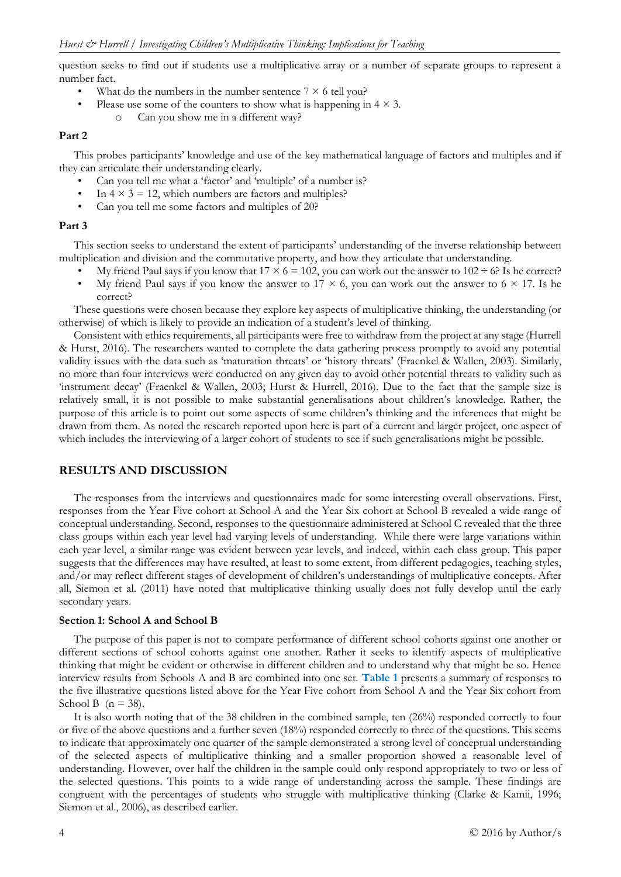question seeks to find out if students use a multiplicative array or a number of separate groups to represent a number fact.

- What do the numbers in the number sentence $7 \times 6$ tell you?
- Please use some of the counters to show what is happening in $4 \times 3$.
  - Can you show me in a different way?

**Part 2**

This probes participants' knowledge and use of the key mathematical language of factors and multiples and if they can articulate their understanding clearly.

- Can you tell me what a 'factor' and 'multiple' of a number is?
- In $4 \times 3 = 12$, which numbers are factors and multiples?
- Can you tell me some factors and multiples of 20?

**Part 3**

This section seeks to understand the extent of participants' understanding of the inverse relationship between multiplication and division and the commutative property, and how they articulate that understanding.

- My friend Paul says if you know that $17 \times 6 = 102$, you can work out the answer to $102 \div 6$? Is he correct?
- My friend Paul says if you know the answer to $17 \times 6$, you can work out the answer to $6 \times 17$. Is he correct?

These questions were chosen because they explore key aspects of multiplicative thinking, the understanding (or otherwise) of which is likely to provide an indication of a student's level of thinking.

Consistent with ethics requirements, all participants were free to withdraw from the project at any stage (Hurrell & Hurst, 2016). The researchers wanted to complete the data gathering process promptly to avoid any potential validity issues with the data such as 'maturation threats' or 'history threats' (Fraenkel & Wallen, 2003). Similarly, no more than four interviews were conducted on any given day to avoid other potential threats to validity such as 'instrument decay' (Fraenkel & Wallen, 2003; Hurst & Hurrell, 2016). Due to the fact that the sample size is relatively small, it is not possible to make substantial generalisations about children's knowledge. Rather, the purpose of this article is to point out some aspects of some children's thinking and the inferences that might be drawn from them. As noted the research reported upon here is part of a current and larger project, one aspect of which includes the interviewing of a larger cohort of students to see if such generalisations might be possible.

## RESULTS AND DISCUSSION

The responses from the interviews and questionnaires made for some interesting overall observations. First, responses from the Year Five cohort at School A and the Year Six cohort at School B revealed a wide range of conceptual understanding. Second, responses to the questionnaire administered at School C revealed that the three class groups within each year level had varying levels of understanding. While there were large variations within each year level, a similar range was evident between year levels, and indeed, within each class group. This paper suggests that the differences may have resulted, at least to some extent, from different pedagogies, teaching styles, and/or may reflect different stages of development of children's understandings of multiplicative concepts. After all, Siemon et al. (2011) have noted that multiplicative thinking usually does not fully develop until the early secondary years.

**Section 1: School A and School B**

The purpose of this paper is not to compare performance of different school cohorts against one another or different sections of school cohorts against one another. Rather it seeks to identify aspects of multiplicative thinking that might be evident or otherwise in different children and to understand why that might be so. Hence interview results from Schools A and B are combined into one set. **Table 1** presents a summary of responses to the five illustrative questions listed above for the Year Five cohort from School A and the Year Six cohort from School B ($n = 38$).

It is also worth noting that of the 38 children in the combined sample, ten (26%) responded correctly to four or five of the above questions and a further seven (18%) responded correctly to three of the questions. This seems to indicate that approximately one quarter of the sample demonstrated a strong level of conceptual understanding of the selected aspects of multiplicative thinking and a smaller proportion showed a reasonable level of understanding. However, over half the children in the sample could only respond appropriately to two or less of the selected questions. This points to a wide range of understanding across the sample. These findings are congruent with the percentages of students who struggle with multiplicative thinking (Clarke & Kamii, 1996; Siemon et al., 2006), as described earlier.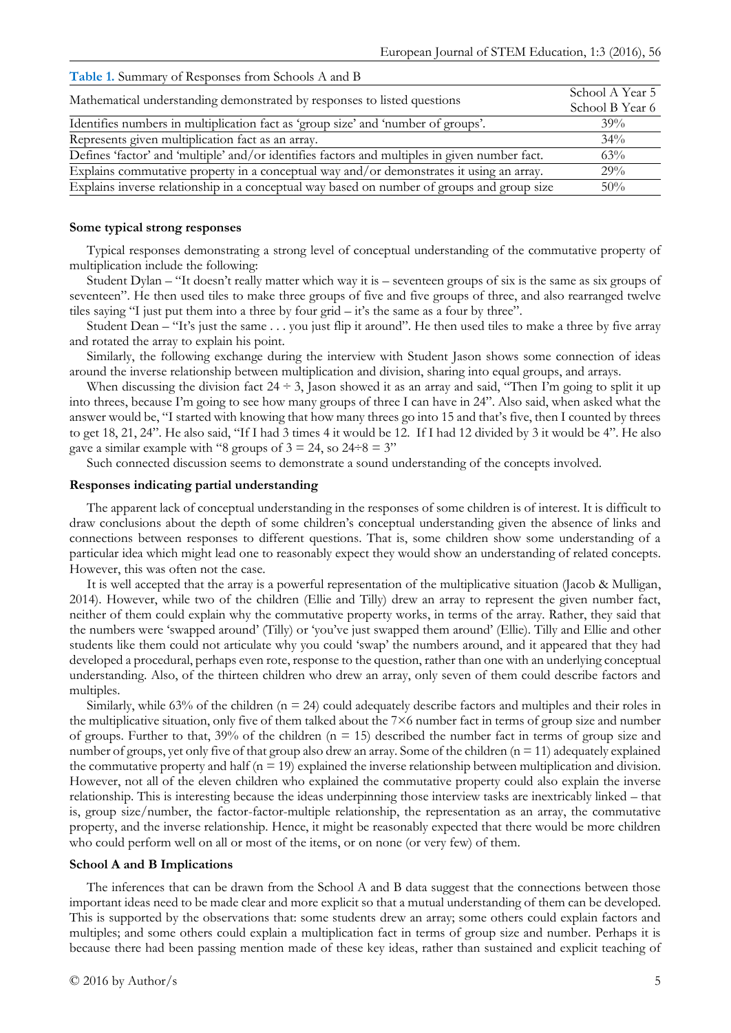**Table 1.** Summary of Responses from Schools A and B

| Mathematical understanding demonstrated by responses to listed questions | School A Year 5 School B Year 6 |
|---|---|
| Identifies numbers in multiplication fact as 'group size' and 'number of groups'. | 39% |
| Represents given multiplication fact as an array. | 34% |
| Defines 'factor' and 'multiple' and/or identifies factors and multiples in given number fact. | 63% |
| Explains commutative property in a conceptual way and/or demonstrates it using an array. | 29% |
| Explains inverse relationship in a conceptual way based on number of groups and group size | 50% |

**Some typical strong responses**

Typical responses demonstrating a strong level of conceptual understanding of the commutative property of multiplication include the following:

Student Dylan – "It doesn't really matter which way it is – seventeen groups of six is the same as six groups of seventeen". He then used tiles to make three groups of five and five groups of three, and also rearranged twelve tiles saying "I just put them into a three by four grid – it's the same as a four by three".

Student Dean – "It's just the same . . . you just flip it around". He then used tiles to make a three by five array and rotated the array to explain his point.

Similarly, the following exchange during the interview with Student Jason shows some connection of ideas around the inverse relationship between multiplication and division, sharing into equal groups, and arrays.

When discussing the division fact $24 \div 3$, Jason showed it as an array and said, "Then I'm going to split it up into threes, because I'm going to see how many groups of three I can have in 24". Also said, when asked what the answer would be, "I started with knowing that how many threes go into 15 and that's five, then I counted by threes to get 18, 21, 24". He also said, "If I had 3 times 4 it would be 12. If I had 12 divided by 3 it would be 4". He also gave a similar example with "8 groups of 3 = 24, so 24÷8 = 3"

Such connected discussion seems to demonstrate a sound understanding of the concepts involved.

**Responses indicating partial understanding**

The apparent lack of conceptual understanding in the responses of some children is of interest. It is difficult to draw conclusions about the depth of some children's conceptual understanding given the absence of links and connections between responses to different questions. That is, some children show some understanding of a particular idea which might lead one to reasonably expect they would show an understanding of related concepts. However, this was often not the case.

It is well accepted that the array is a powerful representation of the multiplicative situation (Jacob & Mulligan, 2014). However, while two of the children (Ellie and Tilly) drew an array to represent the given number fact, neither of them could explain why the commutative property works, in terms of the array. Rather, they said that the numbers were 'swapped around' (Tilly) or 'you've just swapped them around' (Ellie). Tilly and Ellie and other students like them could not articulate why you could 'swap' the numbers around, and it appeared that they had developed a procedural, perhaps even rote, response to the question, rather than one with an underlying conceptual understanding. Also, of the thirteen children who drew an array, only seven of them could describe factors and multiples.

Similarly, while 63% of the children ($n = 24$) could adequately describe factors and multiples and their roles in the multiplicative situation, only five of them talked about the $7 \times 6$ number fact in terms of group size and number of groups. Further to that, 39% of the children ($n = 15$) described the number fact in terms of group size and number of groups, yet only five of that group also drew an array. Some of the children ($n = 11$) adequately explained the commutative property and half ($n = 19$) explained the inverse relationship between multiplication and division. However, not all of the eleven children who explained the commutative property could also explain the inverse relationship. This is interesting because the ideas underpinning those interview tasks are inextricably linked – that is, group size/number, the factor-factor-multiple relationship, the representation as an array, the commutative property, and the inverse relationship. Hence, it might be reasonably expected that there would be more children who could perform well on all or most of the items, or on none (or very few) of them.

**School A and B Implications**

The inferences that can be drawn from the School A and B data suggest that the connections between those important ideas need to be made clear and more explicit so that a mutual understanding of them can be developed. This is supported by the observations that: some students drew an array; some others could explain factors and multiples; and some others could explain a multiplication fact in terms of group size and number. Perhaps it is because there had been passing mention made of these key ideas, rather than sustained and explicit teaching of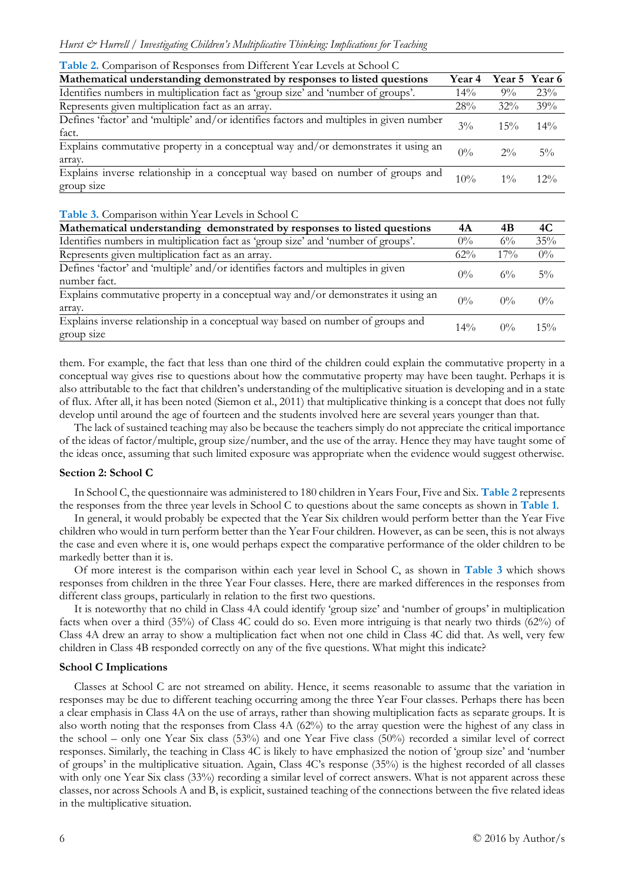**Table 2.** Comparison of Responses from Different Year Levels at School C

| Mathematical understanding demonstrated by responses to listed questions | Year 4 | Year 5 | Year 6 |
|---|---|---|---|
| Identifies numbers in multiplication fact as 'group size' and 'number of groups'. | 14% | 9% | 23% |
| Represents given multiplication fact as an array. | 28% | 32% | 39% |
| Defines 'factor' and 'multiple' and/or identifies factors and multiples in given number fact. | 3% | 15% | 14% |
| Explains commutative property in a conceptual way and/or demonstrates it using an array. | 0% | 2% | 5% |
| Explains inverse relationship in a conceptual way based on number of groups and group size | 10% | 1% | 12% |

**Table 3.** Comparison within Year Levels in School C

| Mathematical understanding demonstrated by responses to listed questions | 4A | 4B | 4C |
|---|---|---|---|
| Identifies numbers in multiplication fact as 'group size' and 'number of groups'. | 0% | 6% | 35% |
| Represents given multiplication fact as an array. | 62% | 17% | 0% |
| Defines 'factor' and 'multiple' and/or identifies factors and multiples in given number fact. | 0% | 6% | 5% |
| Explains commutative property in a conceptual way and/or demonstrates it using an array. | 0% | 0% | 0% |
| Explains inverse relationship in a conceptual way based on number of groups and group size | 14% | 0% | 15% |

them. For example, the fact that less than one third of the children could explain the commutative property in a conceptual way gives rise to questions about how the commutative property may have been taught. Perhaps it is also attributable to the fact that children's understanding of the multiplicative situation is developing and in a state of flux. After all, it has been noted (Siemon et al., 2011) that multiplicative thinking is a concept that does not fully develop until around the age of fourteen and the students involved here are several years younger than that.

The lack of sustained teaching may also be because the teachers simply do not appreciate the critical importance of the ideas of factor/multiple, group size/number, and the use of the array. Hence they may have taught some of the ideas once, assuming that such limited exposure was appropriate when the evidence would suggest otherwise.

**Section 2: School C**

In School C, the questionnaire was administered to 180 children in Years Four, Five and Six. **Table 2** represents the responses from the three year levels in School C to questions about the same concepts as shown in **Table 1**.

In general, it would probably be expected that the Year Six children would perform better than the Year Five children who would in turn perform better than the Year Four children. However, as can be seen, this is not always the case and even where it is, one would perhaps expect the comparative performance of the older children to be markedly better than it is.

Of more interest is the comparison within each year level in School C, as shown in **Table 3** which shows responses from children in the three Year Four classes. Here, there are marked differences in the responses from different class groups, particularly in relation to the first two questions.

It is noteworthy that no child in Class 4A could identify 'group size' and 'number of groups' in multiplication facts when over a third (35%) of Class 4C could do so. Even more intriguing is that nearly two thirds (62%) of Class 4A drew an array to show a multiplication fact when not one child in Class 4C did that. As well, very few children in Class 4B responded correctly on any of the five questions. What might this indicate?

**School C Implications**

Classes at School C are not streamed on ability. Hence, it seems reasonable to assume that the variation in responses may be due to different teaching occurring among the three Year Four classes. Perhaps there has been a clear emphasis in Class 4A on the use of arrays, rather than showing multiplication facts as separate groups. It is also worth noting that the responses from Class 4A (62%) to the array question were the highest of any class in the school – only one Year Six class (53%) and one Year Five class (50%) recorded a similar level of correct responses. Similarly, the teaching in Class 4C is likely to have emphasized the notion of 'group size' and 'number of groups' in the multiplicative situation. Again, Class 4C's response (35%) is the highest recorded of all classes with only one Year Six class (33%) recording a similar level of correct answers. What is not apparent across these classes, nor across Schools A and B, is explicit, sustained teaching of the connections between the five related ideas in the multiplicative situation.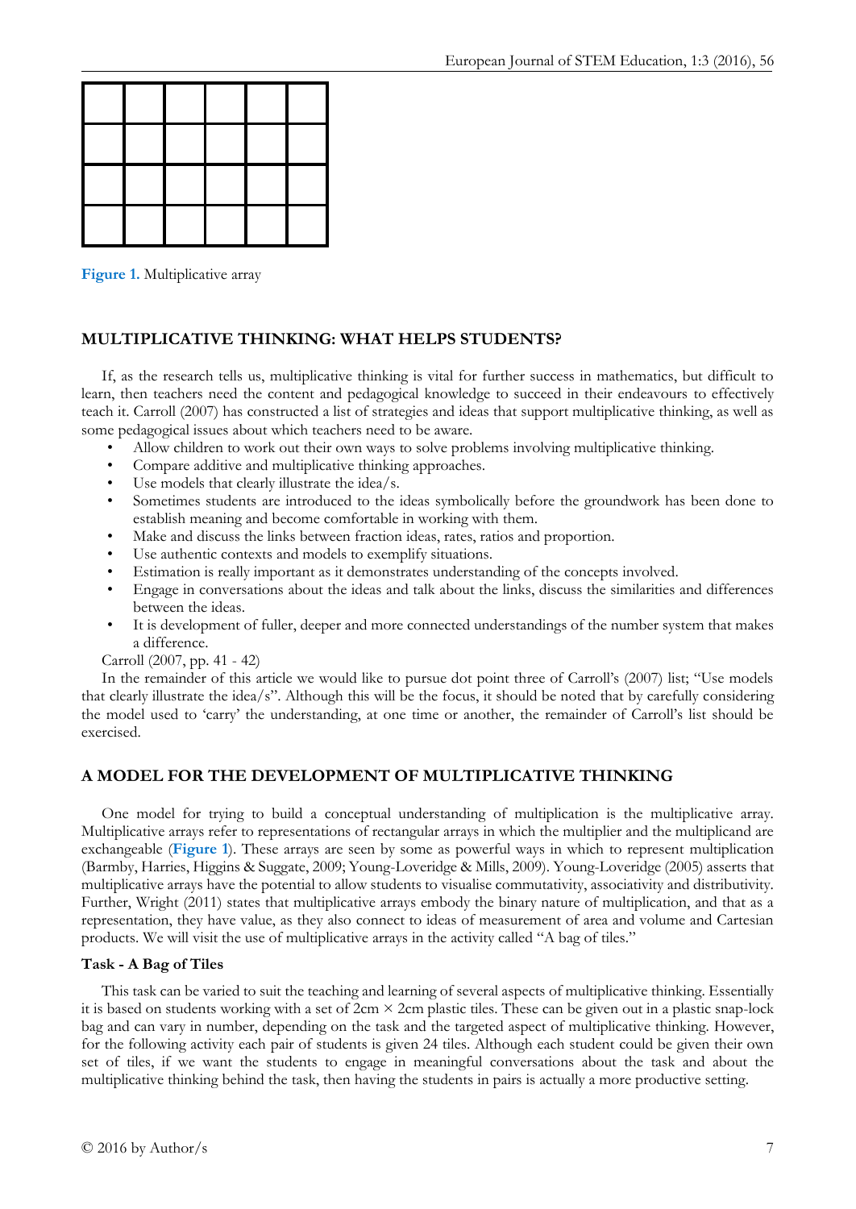Figure 1. Multiplicative array

## MULTIPLICATIVE THINKING: WHAT HELPS STUDENTS?

If, as the research tells us, multiplicative thinking is vital for further success in mathematics, but difficult to learn, then teachers need the content and pedagogical knowledge to succeed in their endeavours to effectively teach it. Carroll (2007) has constructed a list of strategies and ideas that support multiplicative thinking, as well as some pedagogical issues about which teachers need to be aware.

- Allow children to work out their own ways to solve problems involving multiplicative thinking.
- Compare additive and multiplicative thinking approaches.
- Use models that clearly illustrate the idea/s.
- Sometimes students are introduced to the ideas symbolically before the groundwork has been done to establish meaning and become comfortable in working with them.
- Make and discuss the links between fraction ideas, rates, ratios and proportion.
- Use authentic contexts and models to exemplify situations.
- Estimation is really important as it demonstrates understanding of the concepts involved.
- Engage in conversations about the ideas and talk about the links, discuss the similarities and differences between the ideas.
- It is development of fuller, deeper and more connected understandings of the number system that makes a difference.

Carroll (2007, pp. 41 - 42)

In the remainder of this article we would like to pursue dot point three of Carroll's (2007) list; "Use models that clearly illustrate the idea/s". Although this will be the focus, it should be noted that by carefully considering the model used to 'carry' the understanding, at one time or another, the remainder of Carroll's list should be exercised.

## A MODEL FOR THE DEVELOPMENT OF MULTIPLICATIVE THINKING

One model for trying to build a conceptual understanding of multiplication is the multiplicative array. Multiplicative arrays refer to representations of rectangular arrays in which the multiplier and the multiplicand are exchangeable (**Figure 1**). These arrays are seen by some as powerful ways in which to represent multiplication (Barmby, Harries, Higgins & Suggate, 2009; Young-Loveridge & Mills, 2009). Young-Loveridge (2005) asserts that multiplicative arrays have the potential to allow students to visualise commutativity, associativity and distributivity. Further, Wright (2011) states that multiplicative arrays embody the binary nature of multiplication, and that as a representation, they have value, as they also connect to ideas of measurement of area and volume and Cartesian products. We will visit the use of multiplicative arrays in the activity called "A bag of tiles."

### Task - A Bag of Tiles

This task can be varied to suit the teaching and learning of several aspects of multiplicative thinking. Essentially it is based on students working with a set of 2cm × 2cm plastic tiles. These can be given out in a plastic snap-lock bag and can vary in number, depending on the task and the targeted aspect of multiplicative thinking. However, for the following activity each pair of students is given 24 tiles. Although each student could be given their own set of tiles, if we want the students to engage in meaningful conversations about the task and about the multiplicative thinking behind the task, then having the students in pairs is actually a more productive setting.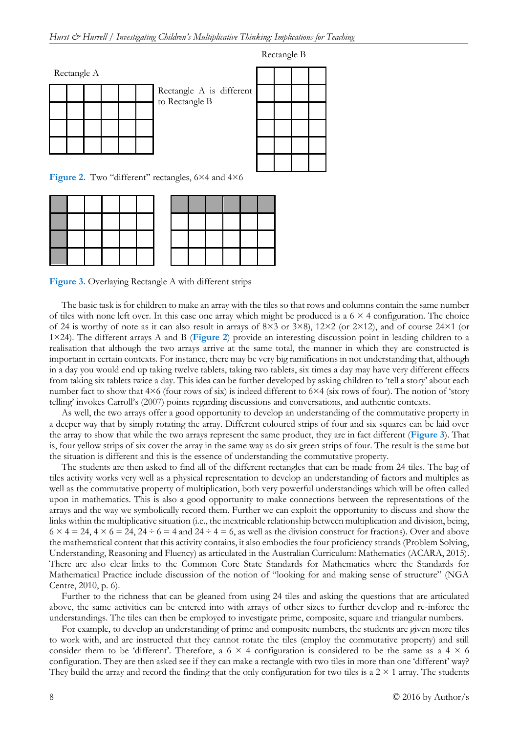Rectangle A

Rectangle A is different to Rectangle B

Rectangle B

**Figure 2.** Two "different" rectangles, 6×4 and 4×6

**Figure 3.** Overlaying Rectangle A with different strips

The basic task is for children to make an array with the tiles so that rows and columns contain the same number of tiles with none left over. In this case one array which might be produced is a $6 \times 4$ configuration. The choice of 24 is worthy of note as it can also result in arrays of 8×3 or 3×8), 12×2 (or 2×12), and of course 24×1 (or 1×24). The different arrays A and B (**Figure 2**) provide an interesting discussion point in leading children to a realisation that although the two arrays arrive at the same total, the manner in which they are constructed is important in certain contexts. For instance, there may be very big ramifications in not understanding that, although in a day you would end up taking twelve tablets, taking two tablets, six times a day may have very different effects from taking six tablets twice a day. This idea can be further developed by asking children to 'tell a story' about each number fact to show that 4×6 (four rows of six) is indeed different to 6×4 (six rows of four). The notion of 'story telling' invokes Carroll's (2007) points regarding discussions and conversations, and authentic contexts.

As well, the two arrays offer a good opportunity to develop an understanding of the commutative property in a deeper way that by simply rotating the array. Different coloured strips of four and six squares can be laid over the array to show that while the two arrays represent the same product, they are in fact different (**Figure 3**). That is, four yellow strips of six cover the array in the same way as do six green strips of four. The result is the same but the situation is different and this is the essence of understanding the commutative property.

The students are then asked to find all of the different rectangles that can be made from 24 tiles. The bag of tiles activity works very well as a physical representation to develop an understanding of factors and multiples as well as the commutative property of multiplication, both very powerful understandings which will be often called upon in mathematics. This is also a good opportunity to make connections between the representations of the arrays and the way we symbolically record them. Further we can exploit the opportunity to discuss and show the links within the multiplicative situation (i.e., the inextricable relationship between multiplication and division, being, $6 \times 4 = 24$, $4 \times 6 = 24$, $24 \div 6 = 4$ and $24 \div 4 = 6$, as well as the division construct for fractions). Over and above the mathematical content that this activity contains, it also embodies the four proficiency strands (Problem Solving, Understanding, Reasoning and Fluency) as articulated in the Australian Curriculum: Mathematics (ACARA, 2015). There are also clear links to the Common Core State Standards for Mathematics where the Standards for Mathematical Practice include discussion of the notion of "looking for and making sense of structure" (NGA Centre, 2010, p. 6).

Further to the richness that can be gleaned from using 24 tiles and asking the questions that are articulated above, the same activities can be entered into with arrays of other sizes to further develop and re-inforce the understandings. The tiles can then be employed to investigate prime, composite, square and triangular numbers.

For example, to develop an understanding of prime and composite numbers, the students are given more tiles to work with, and are instructed that they cannot rotate the tiles (employ the commutative property) and still consider them to be 'different'. Therefore, a $6 \times 4$ configuration is considered to be the same as a $4 \times 6$ configuration. They are then asked see if they can make a rectangle with two tiles in more than one 'different' way? They build the array and record the finding that the only configuration for two tiles is a $2 \times 1$ array. The students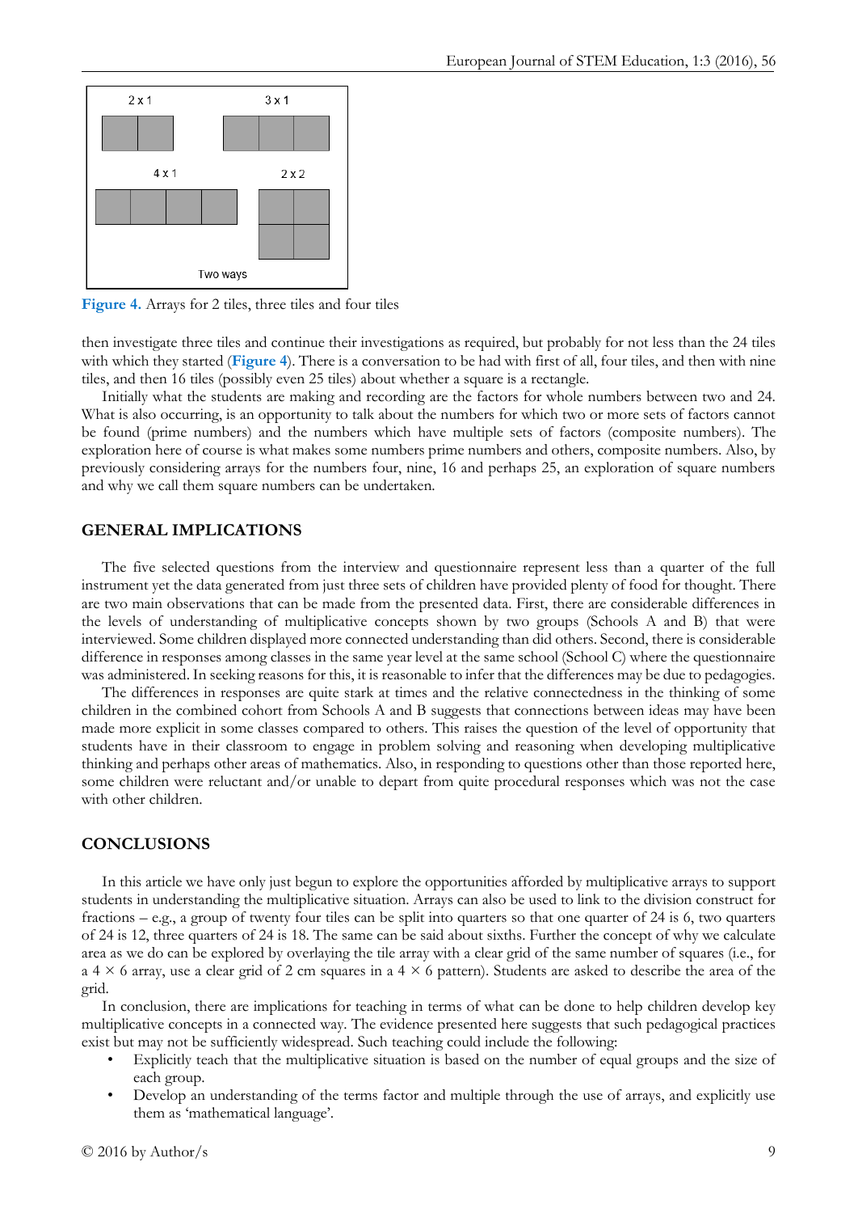Figure 4. Arrays for 2 tiles, three tiles and four tiles

then investigate three tiles and continue their investigations as required, but probably for not less than the 24 tiles with which they started (**Figure 4**). There is a conversation to be had with first of all, four tiles, and then with nine tiles, and then 16 tiles (possibly even 25 tiles) about whether a square is a rectangle.

Initially what the students are making and recording are the factors for whole numbers between two and 24. What is also occurring, is an opportunity to talk about the numbers for which two or more sets of factors cannot be found (prime numbers) and the numbers which have multiple sets of factors (composite numbers). The exploration here of course is what makes some numbers prime numbers and others, composite numbers. Also, by previously considering arrays for the numbers four, nine, 16 and perhaps 25, an exploration of square numbers and why we call them square numbers can be undertaken.

## GENERAL IMPLICATIONS

The five selected questions from the interview and questionnaire represent less than a quarter of the full instrument yet the data generated from just three sets of children have provided plenty of food for thought. There are two main observations that can be made from the presented data. First, there are considerable differences in the levels of understanding of multiplicative concepts shown by two groups (Schools A and B) that were interviewed. Some children displayed more connected understanding than did others. Second, there is considerable difference in responses among classes in the same year level at the same school (School C) where the questionnaire was administered. In seeking reasons for this, it is reasonable to infer that the differences may be due to pedagogies.

The differences in responses are quite stark at times and the relative connectedness in the thinking of some children in the combined cohort from Schools A and B suggests that connections between ideas may have been made more explicit in some classes compared to others. This raises the question of the level of opportunity that students have in their classroom to engage in problem solving and reasoning when developing multiplicative thinking and perhaps other areas of mathematics. Also, in responding to questions other than those reported here, some children were reluctant and/or unable to depart from quite procedural responses which was not the case with other children.

## CONCLUSIONS

In this article we have only just begun to explore the opportunities afforded by multiplicative arrays to support students in understanding the multiplicative situation. Arrays can also be used to link to the division construct for fractions – e.g., a group of twenty four tiles can be split into quarters so that one quarter of 24 is 6, two quarters of 24 is 12, three quarters of 24 is 18. The same can be said about sixths. Further the concept of why we calculate area as we do can be explored by overlaying the tile array with a clear grid of the same number of squares (i.e., for a $4 \times 6$ array, use a clear grid of 2 cm squares in a $4 \times 6$ pattern). Students are asked to describe the area of the grid.

In conclusion, there are implications for teaching in terms of what can be done to help children develop key multiplicative concepts in a connected way. The evidence presented here suggests that such pedagogical practices exist but may not be sufficiently widespread. Such teaching could include the following:

- Explicitly teach that the multiplicative situation is based on the number of equal groups and the size of each group.
- Develop an understanding of the terms factor and multiple through the use of arrays, and explicitly use them as 'mathematical language'.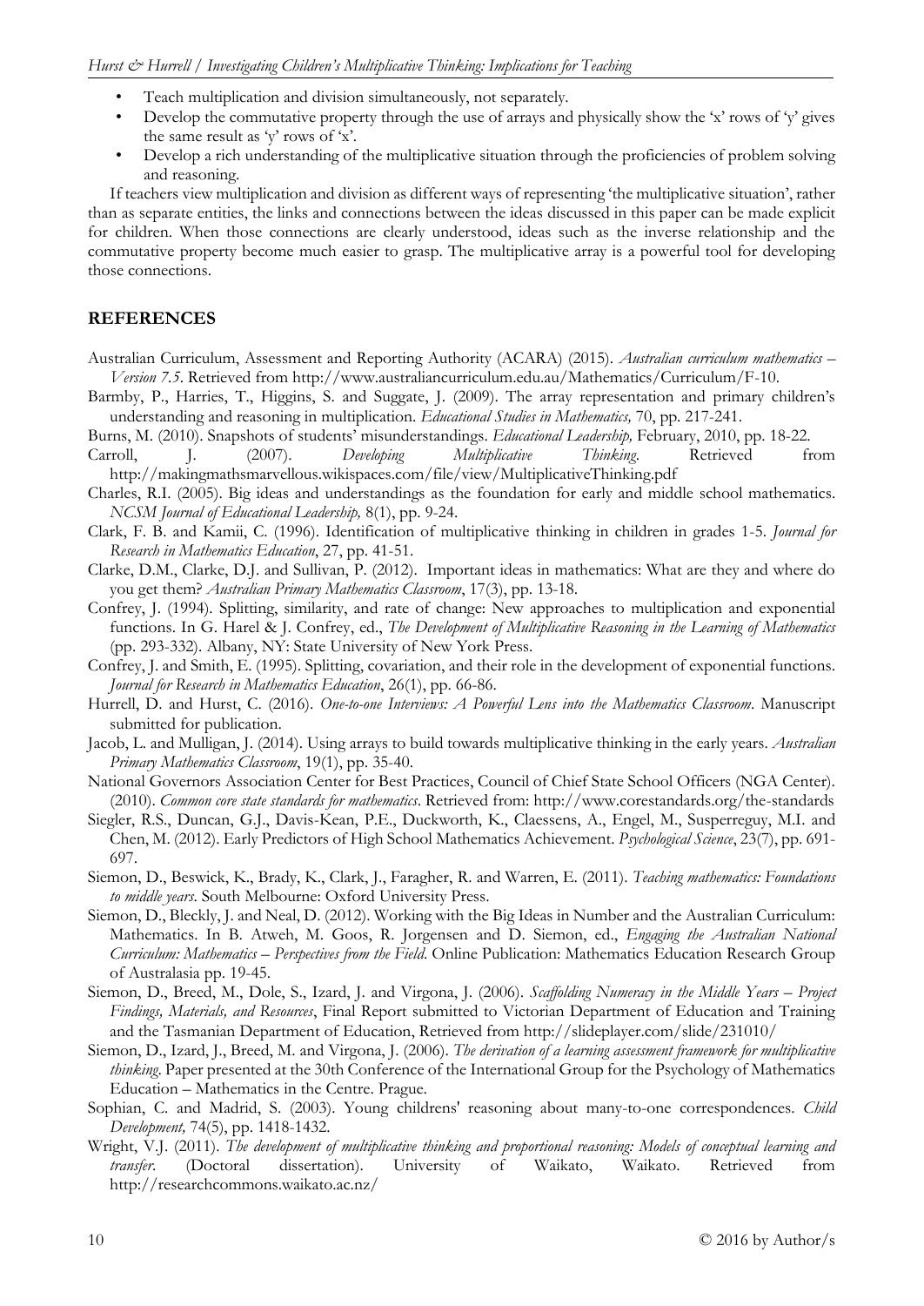- Teach multiplication and division simultaneously, not separately.
- Develop the commutative property through the use of arrays and physically show the 'x' rows of 'y' gives the same result as 'y' rows of 'x'.
- Develop a rich understanding of the multiplicative situation through the proficiencies of problem solving and reasoning.

If teachers view multiplication and division as different ways of representing 'the multiplicative situation', rather than as separate entities, the links and connections between the ideas discussed in this paper can be made explicit for children. When those connections are clearly understood, ideas such as the inverse relationship and the commutative property become much easier to grasp. The multiplicative array is a powerful tool for developing those connections.

## REFERENCES

Australian Curriculum, Assessment and Reporting Authority (ACARA) (2015). *Australian curriculum mathematics – Version 7.5*. Retrieved from http://www.australiancurriculum.edu.au/Mathematics/Curriculum/F-10.

Barmby, P., Harries, T., Higgins, S. and Suggate, J. (2009). The array representation and primary children's understanding and reasoning in multiplication. *Educational Studies in Mathematics,* 70, pp. 217-241.

Burns, M. (2010). Snapshots of students' misunderstandings. *Educational Leadership,* February, 2010, pp. 18-22.

Carroll, J. (2007). *Developing Multiplicative Thinking*. Retrieved from http://makingmathsmarvellous.wikispaces.com/file/view/MultiplicativeThinking.pdf

Charles, R.I. (2005). Big ideas and understandings as the foundation for early and middle school mathematics. *NCSM Journal of Educational Leadership,* 8(1), pp. 9-24.

Clark, F. B. and Kamii, C. (1996). Identification of multiplicative thinking in children in grades 1-5. *Journal for Research in Mathematics Education*, 27, pp. 41-51.

Clarke, D.M., Clarke, D.J. and Sullivan, P. (2012). Important ideas in mathematics: What are they and where do you get them? *Australian Primary Mathematics Classroom*, 17(3), pp. 13-18.

Confrey, J. (1994). Splitting, similarity, and rate of change: New approaches to multiplication and exponential functions. In G. Harel & J. Confrey, ed., *The Development of Multiplicative Reasoning in the Learning of Mathematics* (pp. 293-332). Albany, NY: State University of New York Press.

Confrey, J. and Smith, E. (1995). Splitting, covariation, and their role in the development of exponential functions. *Journal for Research in Mathematics Education*, 26(1), pp. 66-86.

Hurrell, D. and Hurst, C. (2016). *One-to-one Interviews: A Powerful Lens into the Mathematics Classroom*. Manuscript submitted for publication.

Jacob, L. and Mulligan, J. (2014). Using arrays to build towards multiplicative thinking in the early years. *Australian Primary Mathematics Classroom*, 19(1), pp. 35-40.

National Governors Association Center for Best Practices, Council of Chief State School Officers (NGA Center). (2010). *Common core state standards for mathematics*. Retrieved from: http://www.corestandards.org/the-standards

Siegler, R.S., Duncan, G.J., Davis-Kean, P.E., Duckworth, K., Claessens, A., Engel, M., Susperreguy, M.I. and Chen, M. (2012). Early Predictors of High School Mathematics Achievement. *Psychological Science*, 23(7), pp. 691-697.

Siemon, D., Beswick, K., Brady, K., Clark, J., Faragher, R. and Warren, E. (2011). *Teaching mathematics: Foundations to middle years*. South Melbourne: Oxford University Press.

Siemon, D., Bleckly, J. and Neal, D. (2012). Working with the Big Ideas in Number and the Australian Curriculum: Mathematics. In B. Atweh, M. Goos, R. Jorgensen and D. Siemon, ed., *Engaging the Australian National Curriculum: Mathematics – Perspectives from the Field*. Online Publication: Mathematics Education Research Group of Australasia pp. 19-45.

Siemon, D., Breed, M., Dole, S., Izard, J. and Virgona, J. (2006). *Scaffolding Numeracy in the Middle Years – Project Findings, Materials, and Resources*, Final Report submitted to Victorian Department of Education and Training and the Tasmanian Department of Education, Retrieved from http://slideplayer.com/slide/231010/

Siemon, D., Izard, J., Breed, M. and Virgona, J. (2006). *The derivation of a learning assessment framework for multiplicative thinking*. Paper presented at the 30th Conference of the International Group for the Psychology of Mathematics Education – Mathematics in the Centre. Prague.

Sophian, C. and Madrid, S. (2003). Young childrens' reasoning about many-to-one correspondences. *Child Development,* 74(5), pp. 1418-1432.

Wright, V.J. (2011). *The development of multiplicative thinking and proportional reasoning: Models of conceptual learning and transfer*. (Doctoral dissertation). University of Waikato, Waikato. Retrieved from http://researchcommons.waikato.ac.nz/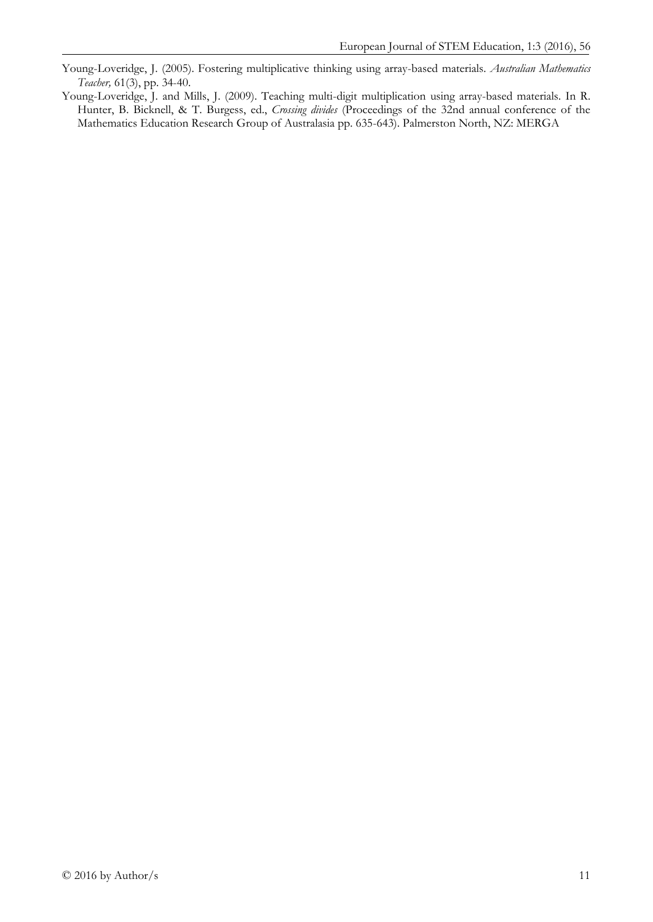Young-Loveridge, J. (2005). Fostering multiplicative thinking using array-based materials. *Australian Mathematics Teacher,* 61(3), pp. 34-40.

Young-Loveridge, J. and Mills, J. (2009). Teaching multi-digit multiplication using array-based materials. In R. Hunter, B. Bicknell, & T. Burgess, ed., *Crossing divides* (Proceedings of the 32nd annual conference of the Mathematics Education Research Group of Australasia pp. 635-643). Palmerston North, NZ: MERGA